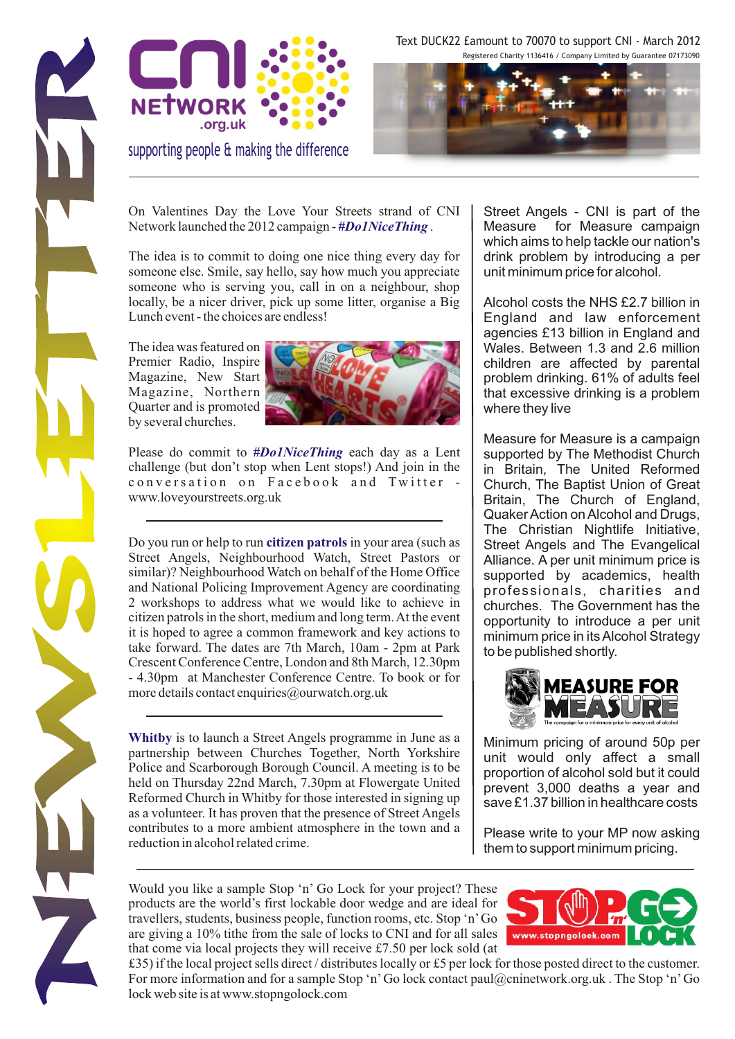# NEWSLETTER

**CNI NETWORK .org.uk**

supporting people & making the difference

Text DUCK22 £amount to 70070 to support CNI - March 2012

Registered Charity 1136416 / Company Limited by Guarantee 07173090

On Valentines Day the Love Your Streets strand of CNI Network launched the 2012 campaign - ***#Do1NiceThing*** .

The idea is to commit to doing one nice thing every day for someone else. Smile, say hello, say how much you appreciate someone who is serving you, call in on a neighbour, shop locally, be a nicer driver, pick up some litter, organise a Big Lunch event - the choices are endless!

The idea was featured on Premier Radio, Inspire Magazine, New Start Magazine, Northern Quarter and is promoted by several churches.

Please do commit to ***#Do1NiceThing*** each day as a Lent challenge (but don't stop when Lent stops!) And join in the conversation on Facebook and Twitter - www.loveyourstreets.org.uk

---

Do you run or help to run **citizen patrols** in your area (such as Street Angels, Neighbourhood Watch, Street Pastors or similar)? Neighbourhood Watch on behalf of the Home Office and National Policing Improvement Agency are coordinating 2 workshops to address what we would like to achieve in citizen patrols in the short, medium and long term. At the event it is hoped to agree a common framework and key actions to take forward. The dates are 7th March, 10am - 2pm at Park Crescent Conference Centre, London and 8th March, 12.30pm - 4.30pm at Manchester Conference Centre. To book or for more details contact enquiries@ourwatch.org.uk

---

**Whitby** is to launch a Street Angels programme in June as a partnership between Churches Together, North Yorkshire Police and Scarborough Borough Council. A meeting is to be held on Thursday 22nd March, 7.30pm at Flowergate United Reformed Church in Whitby for those interested in signing up as a volunteer. It has proven that the presence of Street Angels contributes to a more ambient atmosphere in the town and a reduction in alcohol related crime.

---

Street Angels - CNI is part of the Measure for Measure campaign which aims to help tackle our nation's drink problem by introducing a per unit minimum price for alcohol.

Alcohol costs the NHS £2.7 billion in England and law enforcement agencies £13 billion in England and Wales. Between 1.3 and 2.6 million children are affected by parental problem drinking. 61% of adults feel that excessive drinking is a problem where they live

Measure for Measure is a campaign supported by The Methodist Church in Britain, The United Reformed Church, The Baptist Union of Great Britain, The Church of England, Quaker Action on Alcohol and Drugs, The Christian Nightlife Initiative, Street Angels and The Evangelical Alliance. A per unit minimum price is supported by academics, health professionals, charities and churches. The Government has the opportunity to introduce a per unit minimum price in its Alcohol Strategy to be published shortly.

**MEASURE FOR MEASURE**

The campaign for a minimum price for every unit of alcohol

Minimum pricing of around 50p per unit would only affect a small proportion of alcohol sold but it could prevent 3,000 deaths a year and save £1.37 billion in healthcare costs

Please write to your MP now asking them to support minimum pricing.

---

**STOP 'n' GO LOCK** www.stopngolock.com

Would you like a sample Stop 'n' Go Lock for your project? These products are the world's first lockable door wedge and are ideal for travellers, students, business people, function rooms, etc. Stop 'n' Go are giving a 10% tithe from the sale of locks to CNI and for all sales that come via local projects they will receive £7.50 per lock sold (at £35) if the local project sells direct / distributes locally or £5 per lock for those posted direct to the customer. For more information and for a sample Stop 'n' Go lock contact paul@cninetwork.org.uk . The Stop 'n' Go lock web site is at www.stopngolock.com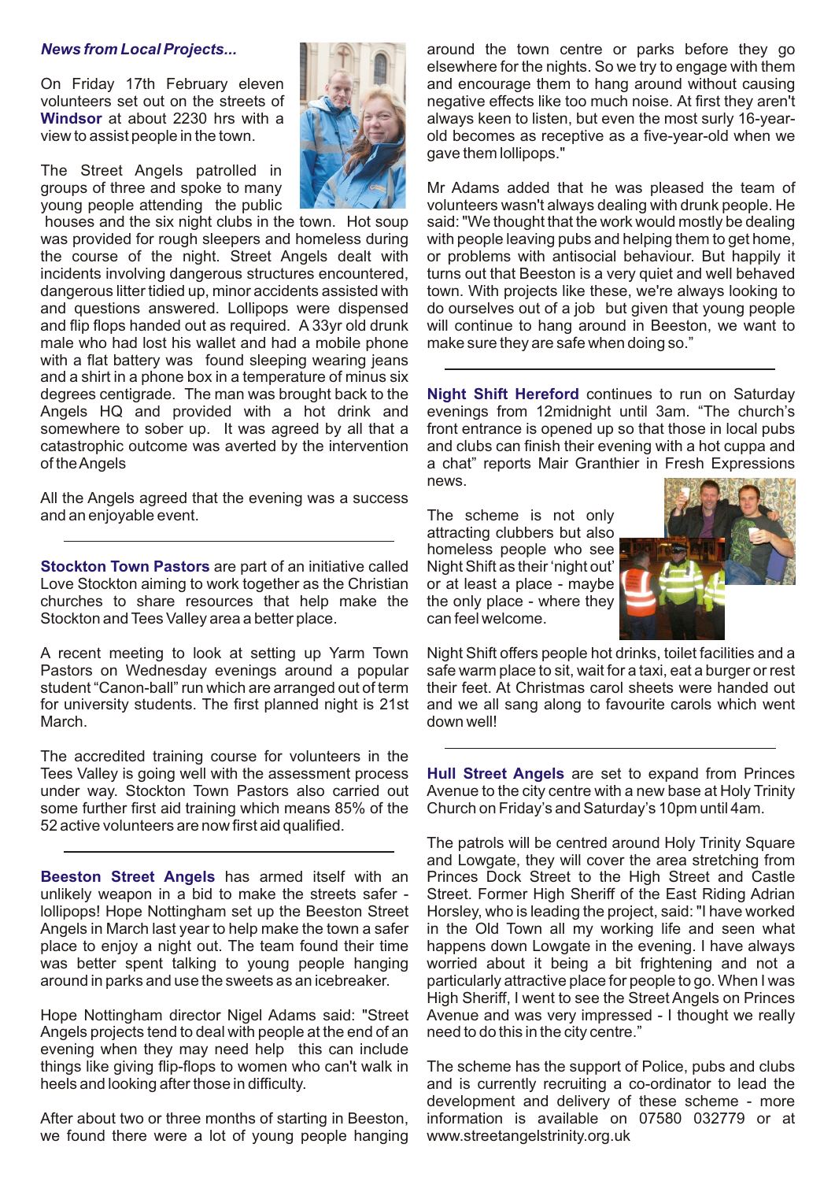***News from Local Projects...***

On Friday 17th February eleven volunteers set out on the streets of **Windsor** at about 2230 hrs with a view to assist people in the town.

The Street Angels patrolled in groups of three and spoke to many young people attending the public houses and the six night clubs in the town. Hot soup was provided for rough sleepers and homeless during the course of the night. Street Angels dealt with incidents involving dangerous structures encountered, dangerous litter tidied up, minor accidents assisted with and questions answered. Lollipops were dispensed and flip flops handed out as required. A 33yr old drunk male who had lost his wallet and had a mobile phone with a flat battery was found sleeping wearing jeans and a shirt in a phone box in a temperature of minus six degrees centigrade. The man was brought back to the Angels HQ and provided with a hot drink and somewhere to sober up. It was agreed by all that a catastrophic outcome was averted by the intervention of the Angels

All the Angels agreed that the evening was a success and an enjoyable event.

---

**Stockton Town Pastors** are part of an initiative called Love Stockton aiming to work together as the Christian churches to share resources that help make the Stockton and Tees Valley area a better place.

A recent meeting to look at setting up Yarm Town Pastors on Wednesday evenings around a popular student "Canon-ball" run which are arranged out of term for university students. The first planned night is 21st March.

The accredited training course for volunteers in the Tees Valley is going well with the assessment process under way. Stockton Town Pastors also carried out some further first aid training which means 85% of the 52 active volunteers are now first aid qualified.

---

**Beeston Street Angels** has armed itself with an unlikely weapon in a bid to make the streets safer - lollipops! Hope Nottingham set up the Beeston Street Angels in March last year to help make the town a safer place to enjoy a night out. The team found their time was better spent talking to young people hanging around in parks and use the sweets as an icebreaker.

Hope Nottingham director Nigel Adams said: "Street Angels projects tend to deal with people at the end of an evening when they may need help this can include things like giving flip-flops to women who can't walk in heels and looking after those in difficulty.

After about two or three months of starting in Beeston, we found there were a lot of young people hanging around the town centre or parks before they go elsewhere for the nights. So we try to engage with them and encourage them to hang around without causing negative effects like too much noise. At first they aren't always keen to listen, but even the most surly 16-year-old becomes as receptive as a five-year-old when we gave them lollipops."

Mr Adams added that he was pleased the team of volunteers wasn't always dealing with drunk people. He said: "We thought that the work would mostly be dealing with people leaving pubs and helping them to get home, or problems with antisocial behaviour. But happily it turns out that Beeston is a very quiet and well behaved town. With projects like these, we're always looking to do ourselves out of a job but given that young people will continue to hang around in Beeston, we want to make sure they are safe when doing so."

---

**Night Shift Hereford** continues to run on Saturday evenings from 12midnight until 3am. "The church's front entrance is opened up so that those in local pubs and clubs can finish their evening with a hot cuppa and a chat" reports Mair Granthier in Fresh Expressions news.

The scheme is not only attracting clubbers but also homeless people who see Night Shift as their 'night out' or at least a place - maybe the only place - where they can feel welcome.

Night Shift offers people hot drinks, toilet facilities and a safe warm place to sit, wait for a taxi, eat a burger or rest their feet. At Christmas carol sheets were handed out and we all sang along to favourite carols which went down well!

---

**Hull Street Angels** are set to expand from Princes Avenue to the city centre with a new base at Holy Trinity Church on Friday's and Saturday's 10pm until 4am.

The patrols will be centred around Holy Trinity Square and Lowgate, they will cover the area stretching from Princes Dock Street to the High Street and Castle Street. Former High Sheriff of the East Riding Adrian Horsley, who is leading the project, said: "I have worked in the Old Town all my working life and seen what happens down Lowgate in the evening. I have always worried about it being a bit frightening and not a particularly attractive place for people to go. When I was High Sheriff, I went to see the Street Angels on Princes Avenue and was very impressed - I thought we really need to do this in the city centre."

The scheme has the support of Police, pubs and clubs and is currently recruiting a co-ordinator to lead the development and delivery of these scheme - more information is available on 07580 032779 or at www.streetangelstrinity.org.uk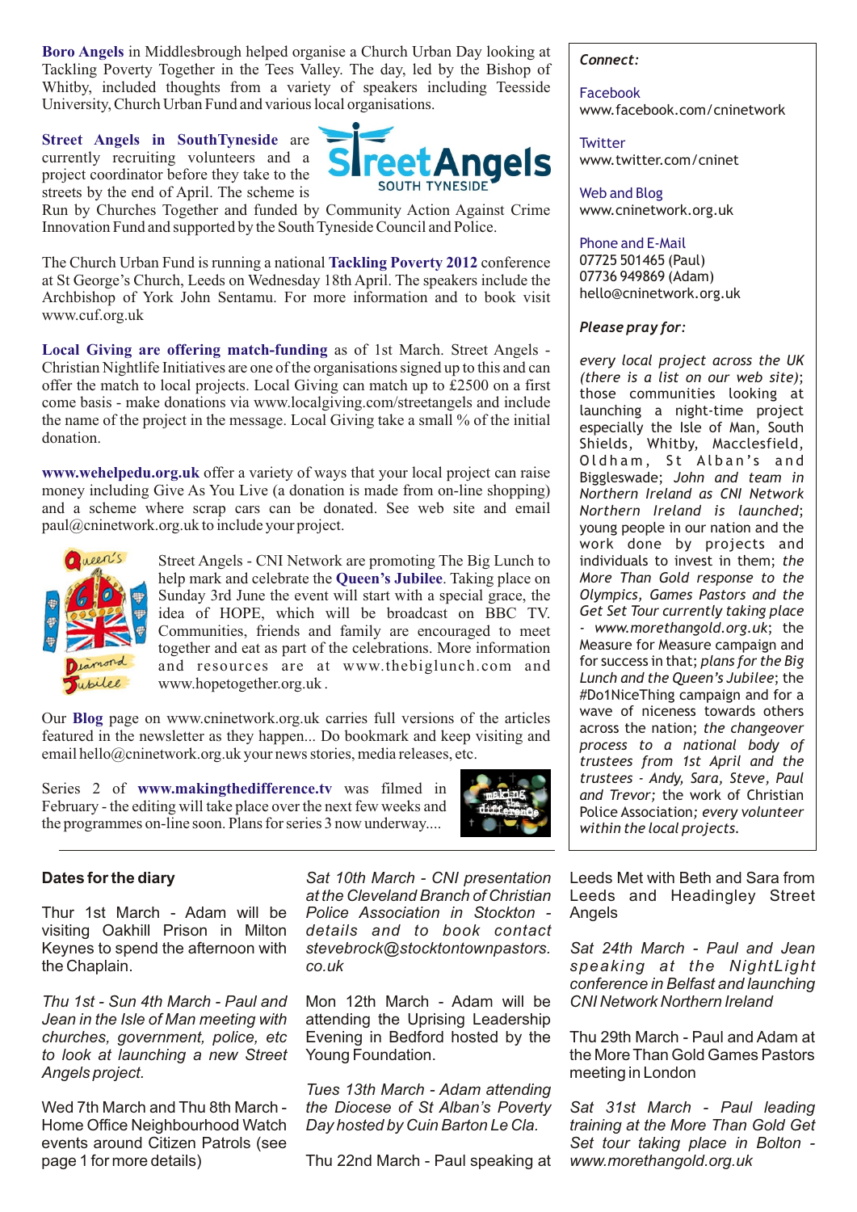**Boro Angels** in Middlesbrough helped organise a Church Urban Day looking at Tackling Poverty Together in the Tees Valley. The day, led by the Bishop of Whitby, included thoughts from a variety of speakers including Teesside University, Church Urban Fund and various local organisations.

**Street Angels in SouthTyneside** are currently recruiting volunteers and a project coordinator before they take to the streets by the end of April. The scheme is Run by Churches Together and funded by Community Action Against Crime Innovation Fund and supported by the South Tyneside Council and Police.

The Church Urban Fund is running a national **Tackling Poverty 2012** conference at St George's Church, Leeds on Wednesday 18th April. The speakers include the Archbishop of York John Sentamu. For more information and to book visit www.cuf.org.uk

**Local Giving are offering match-funding** as of 1st March. Street Angels - Christian Nightlife Initiatives are one of the organisations signed up to this and can offer the match to local projects. Local Giving can match up to £2500 on a first come basis - make donations via www.localgiving.com/streetangels and include the name of the project in the message. Local Giving take a small % of the initial donation.

**www.wehelpedu.org.uk** offer a variety of ways that your local project can raise money including Give As You Live (a donation is made from on-line shopping) and a scheme where scrap cars can be donated. See web site and email paul@cninetwork.org.uk to include your project.

Street Angels - CNI Network are promoting The Big Lunch to help mark and celebrate the **Queen's Jubilee**. Taking place on Sunday 3rd June the event will start with a special grace, the idea of HOPE, which will be broadcast on BBC TV. Communities, friends and family are encouraged to meet together and eat as part of the celebrations. More information and resources are at www.thebiglunch.com and www.hopetogether.org.uk .

Our **Blog** page on www.cninetwork.org.uk carries full versions of the articles featured in the newsletter as they happen... Do bookmark and keep visiting and email hello@cninetwork.org.uk your news stories, media releases, etc.

Series 2 of **www.makingthedifference.tv** was filmed in February - the editing will take place over the next few weeks and the programmes on-line soon. Plans for series 3 now underway....

***Connect:***

Facebook
www.facebook.com/cninetwork

Twitter
www.twitter.com/cninet

Web and Blog
www.cninetwork.org.uk

Phone and E-Mail
07725 501465 (Paul)
07736 949869 (Adam)
hello@cninetwork.org.uk

***Please pray for:***

*every local project across the UK (there is a list on our web site)*; those communities looking at launching a night-time project especially the Isle of Man, South Shields, Whitby, Macclesfield, Oldham, St Alban's and Biggleswade; *John and team in Northern Ireland as CNI Network Northern Ireland is launched*; young people in our nation and the work done by projects and individuals to invest in them; *the More Than Gold response to the Olympics, Games Pastors and the Get Set Tour currently taking place - www.morethangold.org.uk*; the Measure for Measure campaign and for success in that; *plans for the Big Lunch and the Queen's Jubilee*; the #Do1NiceThing campaign and for a wave of niceness towards others across the nation; *the changeover process to a national body of trustees from 1st April and the trustees - Andy, Sara, Steve, Paul and Trevor*; the work of Christian Police Association; *every volunteer within the local projects.*

## Dates for the diary

Thur 1st March - Adam will be visiting Oakhill Prison in Milton Keynes to spend the afternoon with the Chaplain.

*Thu 1st - Sun 4th March - Paul and Jean in the Isle of Man meeting with churches, government, police, etc to look at launching a new Street Angels project.*

Wed 7th March and Thu 8th March - Home Office Neighbourhood Watch events around Citizen Patrols (see page 1 for more details)

*Sat 10th March - CNI presentation at the Cleveland Branch of Christian Police Association in Stockton - details and book contact stevebrock@stocktontownpastors.co.uk*

Mon 12th March - Adam will be attending the Uprising Leadership Evening in Bedford hosted by the Young Foundation.

*Tues 13th March - Adam attending the Diocese of St Alban's Poverty Day hosted by Cuin Barton Le Cla.*

Thu 22nd March - Paul speaking at Leeds Met with Beth and Sara from Leeds and Headingley Street Angels

*Sat 24th March - Paul and Jean speaking at the NightLight conference in Belfast and launching CNI Network Northern Ireland*

Thu 29th March - Paul and Adam at the More Than Gold Games Pastors meeting in London

*Sat 31st March - Paul leading training at the More Than Gold Get Set tour taking place in Bolton - www.morethangold.org.uk*